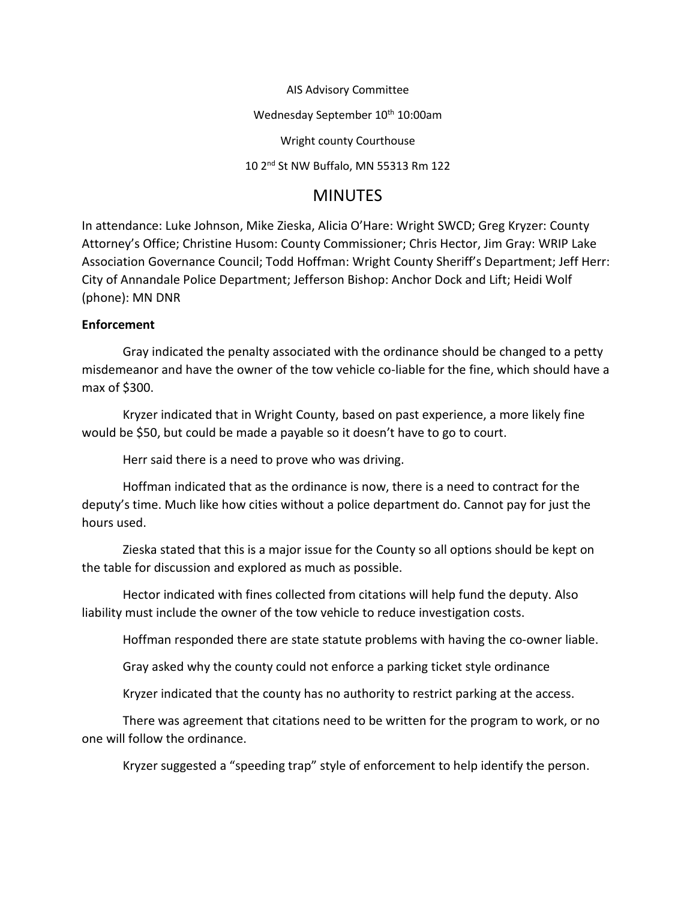AIS Advisory Committee

Wednesday September 10th 10:00am

Wright county Courthouse

10 2nd St NW Buffalo, MN 55313 Rm 122

# MINUTES

In attendance: Luke Johnson, Mike Zieska, Alicia O'Hare: Wright SWCD; Greg Kryzer: County Attorney's Office; Christine Husom: County Commissioner; Chris Hector, Jim Gray: WRIP Lake Association Governance Council; Todd Hoffman: Wright County Sheriff's Department; Jeff Herr: City of Annandale Police Department; Jefferson Bishop: Anchor Dock and Lift; Heidi Wolf (phone): MN DNR

**Enforcement**

Gray indicated the penalty associated with the ordinance should be changed to a petty misdemeanor and have the owner of the tow vehicle co-liable for the fine, which should have a max of $300.

Kryzer indicated that in Wright County, based on past experience, a more likely fine would be $50, but could be made a payable so it doesn't have to go to court.

Herr said there is a need to prove who was driving.

Hoffman indicated that as the ordinance is now, there is a need to contract for the deputy's time. Much like how cities without a police department do. Cannot pay for just the hours used.

Zieska stated that this is a major issue for the County so all options should be kept on the table for discussion and explored as much as possible.

Hector indicated with fines collected from citations will help fund the deputy. Also liability must include the owner of the tow vehicle to reduce investigation costs.

Hoffman responded there are state statute problems with having the co-owner liable.

Gray asked why the county could not enforce a parking ticket style ordinance

Kryzer indicated that the county has no authority to restrict parking at the access.

There was agreement that citations need to be written for the program to work, or no one will follow the ordinance.

Kryzer suggested a "speeding trap" style of enforcement to help identify the person.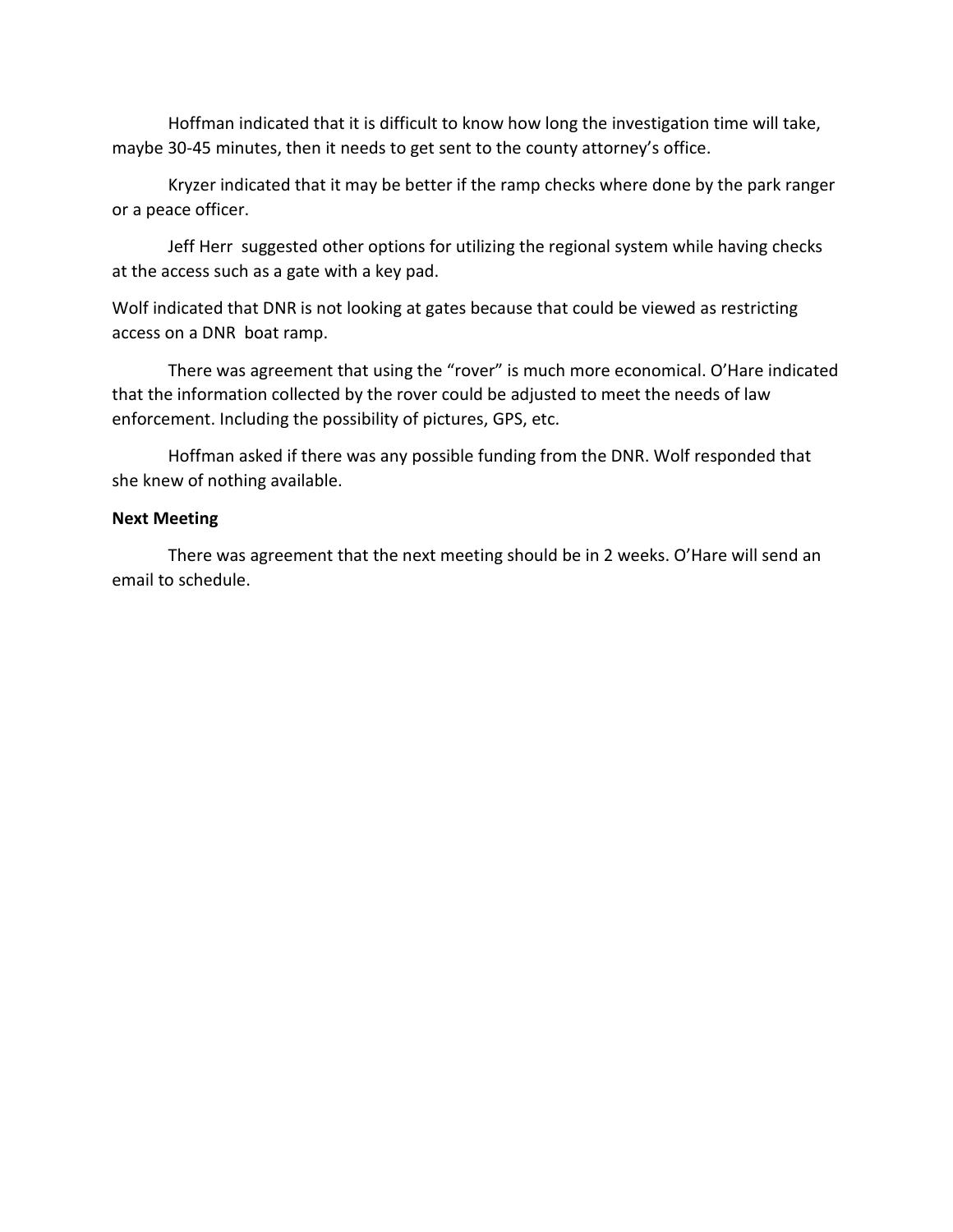Hoffman indicated that it is difficult to know how long the investigation time will take, maybe 30-45 minutes, then it needs to get sent to the county attorney's office.

Kryzer indicated that it may be better if the ramp checks where done by the park ranger or a peace officer.

Jeff Herr suggested other options for utilizing the regional system while having checks at the access such as a gate with a key pad.

Wolf indicated that DNR is not looking at gates because that could be viewed as restricting access on a DNR boat ramp.

There was agreement that using the "rover" is much more economical. O'Hare indicated that the information collected by the rover could be adjusted to meet the needs of law enforcement. Including the possibility of pictures, GPS, etc.

Hoffman asked if there was any possible funding from the DNR. Wolf responded that she knew of nothing available.

**Next Meeting**

There was agreement that the next meeting should be in 2 weeks. O'Hare will send an email to schedule.